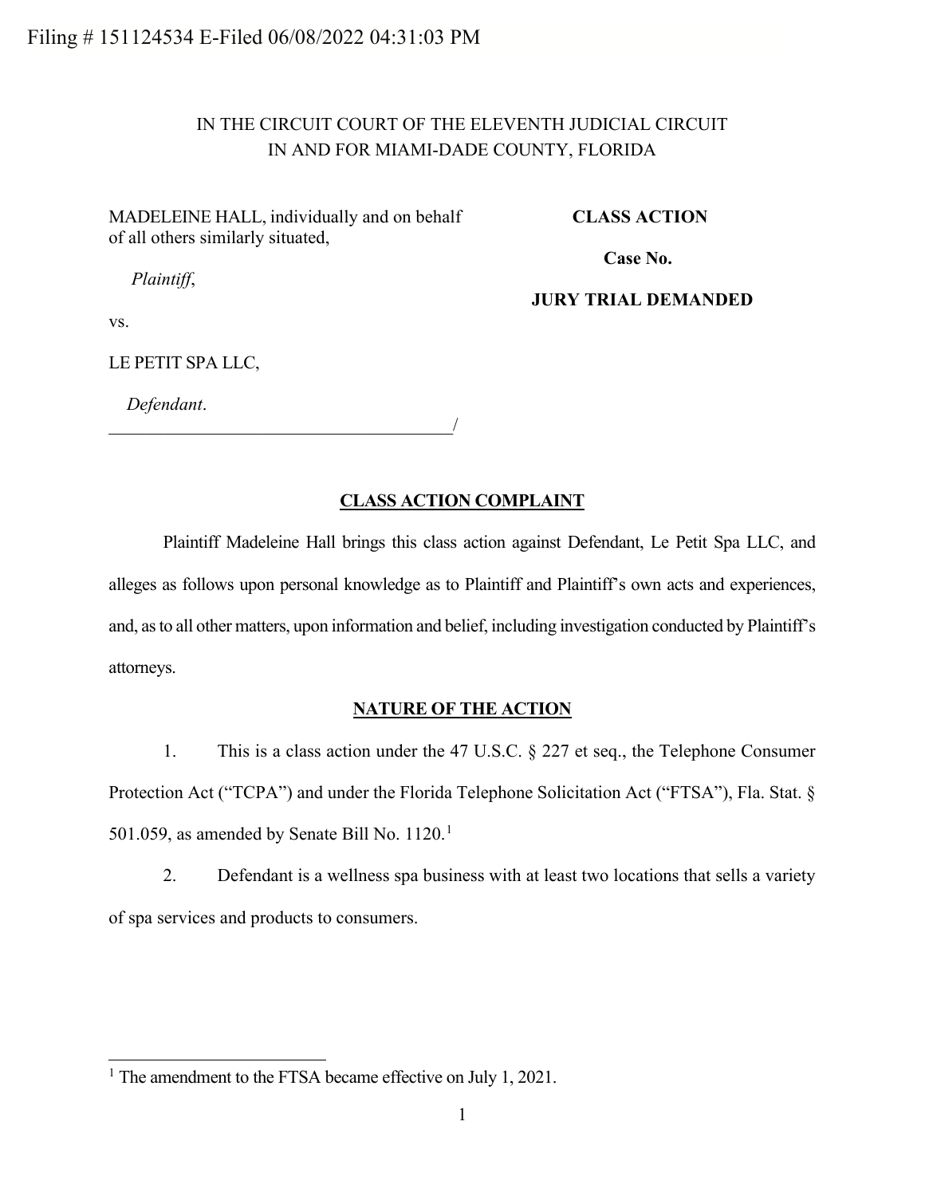Filing # 151124534 E-Filed 06/08/2022 04:31:03 PM

IN THE CIRCUIT COURT OF THE ELEVENTH JUDICIAL CIRCUIT
IN AND FOR MIAMI-DADE COUNTY, FLORIDA

MADELEINE HALL, individually and on behalf of all others similarly situated,

*Plaintiff*,

vs.

LE PETIT SPA LLC,

*Defendant*.
_______________________________________/

**CLASS ACTION**

**Case No.**

**JURY TRIAL DEMANDED**

## CLASS ACTION COMPLAINT

Plaintiff Madeleine Hall brings this class action against Defendant, Le Petit Spa LLC, and alleges as follows upon personal knowledge as to Plaintiff and Plaintiff's own acts and experiences, and, as to all other matters, upon information and belief, including investigation conducted by Plaintiff's attorneys.

## NATURE OF THE ACTION

1. This is a class action under the 47 U.S.C. § 227 et seq., the Telephone Consumer Protection Act ("TCPA") and under the Florida Telephone Solicitation Act ("FTSA"), Fla. Stat. § 501.059, as amended by Senate Bill No. 1120.[1]

2. Defendant is a wellness spa business with at least two locations that sells a variety of spa services and products to consumers.

[1] The amendment to the FTSA became effective on July 1, 2021.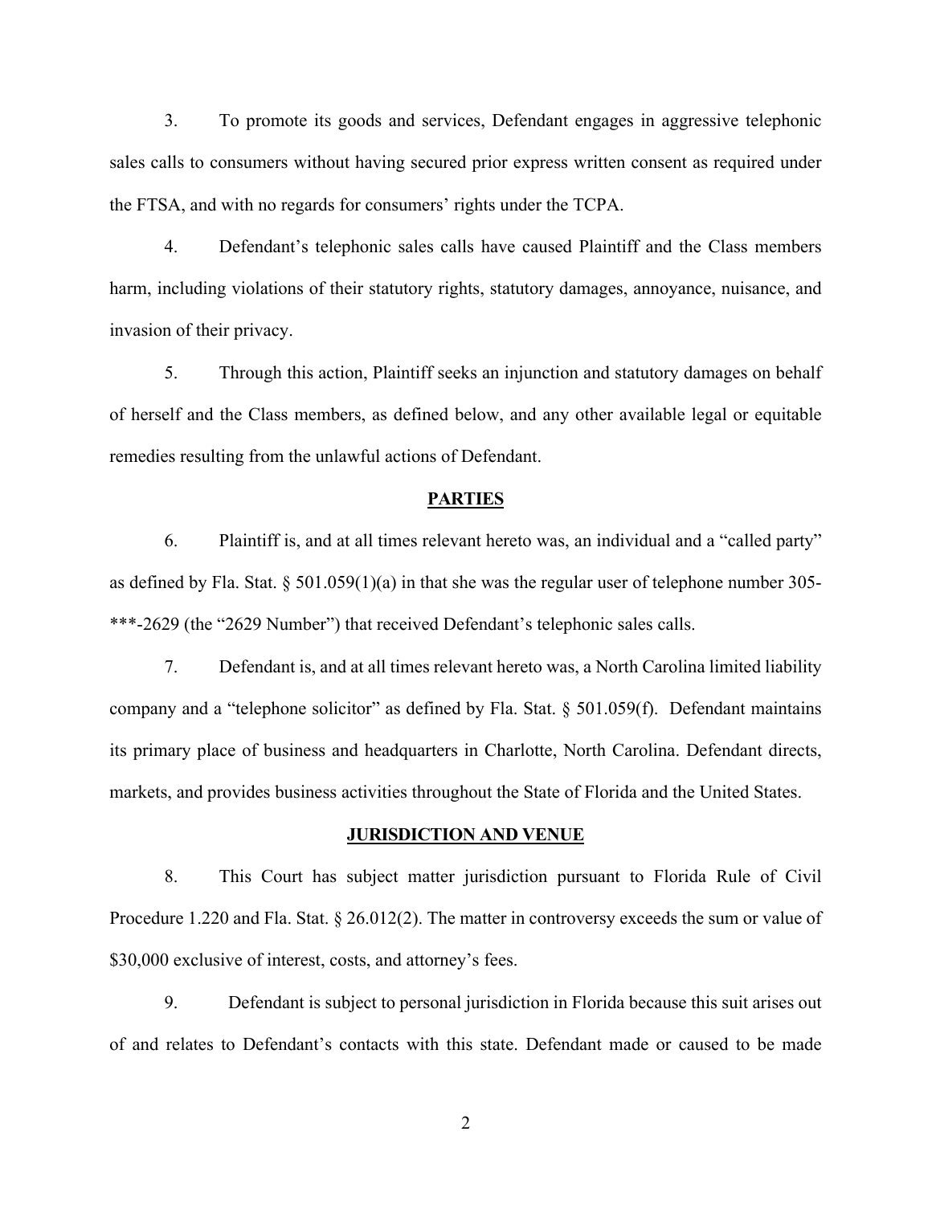3. To promote its goods and services, Defendant engages in aggressive telephonic sales calls to consumers without having secured prior express written consent as required under the FTSA, and with no regards for consumers' rights under the TCPA.

4. Defendant's telephonic sales calls have caused Plaintiff and the Class members harm, including violations of their statutory rights, statutory damages, annoyance, nuisance, and invasion of their privacy.

5. Through this action, Plaintiff seeks an injunction and statutory damages on behalf of herself and the Class members, as defined below, and any other available legal or equitable remedies resulting from the unlawful actions of Defendant.

## PARTIES

6. Plaintiff is, and at all times relevant hereto was, an individual and a "called party" as defined by Fla. Stat. § 501.059(1)(a) in that she was the regular user of telephone number 305-***-2629 (the "2629 Number") that received Defendant's telephonic sales calls.

7. Defendant is, and at all times relevant hereto was, a North Carolina limited liability company and a "telephone solicitor" as defined by Fla. Stat. § 501.059(f). Defendant maintains its primary place of business and headquarters in Charlotte, North Carolina. Defendant directs, markets, and provides business activities throughout the State of Florida and the United States.

## JURISDICTION AND VENUE

8. This Court has subject matter jurisdiction pursuant to Florida Rule of Civil Procedure 1.220 and Fla. Stat. § 26.012(2). The matter in controversy exceeds the sum or value of $30,000 exclusive of interest, costs, and attorney's fees.

9. Defendant is subject to personal jurisdiction in Florida because this suit arises out of and relates to Defendant's contacts with this state. Defendant made or caused to be made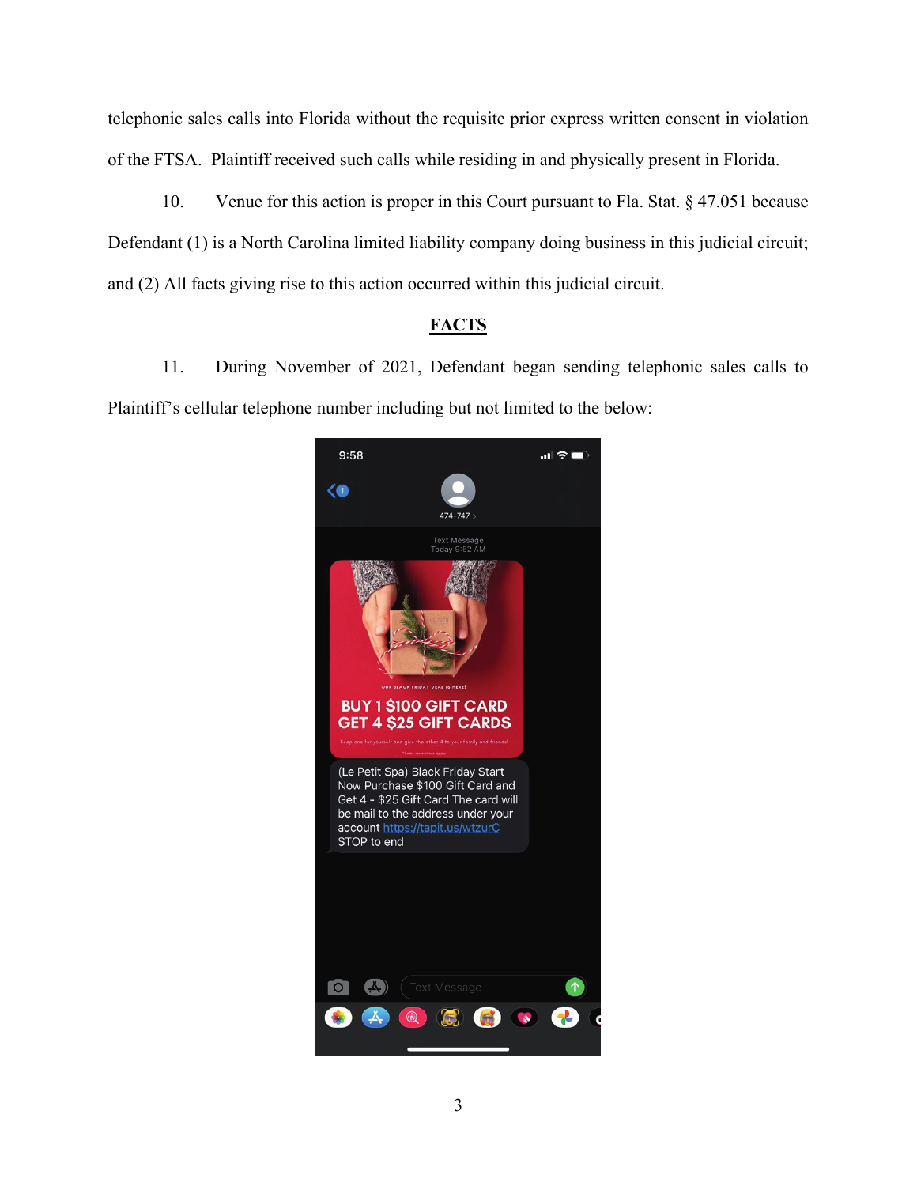telephonic sales calls into Florida without the requisite prior express written consent in violation of the FTSA. Plaintiff received such calls while residing in and physically present in Florida.

10. Venue for this action is proper in this Court pursuant to Fla. Stat. § 47.051 because Defendant (1) is a North Carolina limited liability company doing business in this judicial circuit; and (2) All facts giving rise to this action occurred within this judicial circuit.

## FACTS

11. During November of 2021, Defendant began sending telephonic sales calls to Plaintiff's cellular telephone number including but not limited to the below: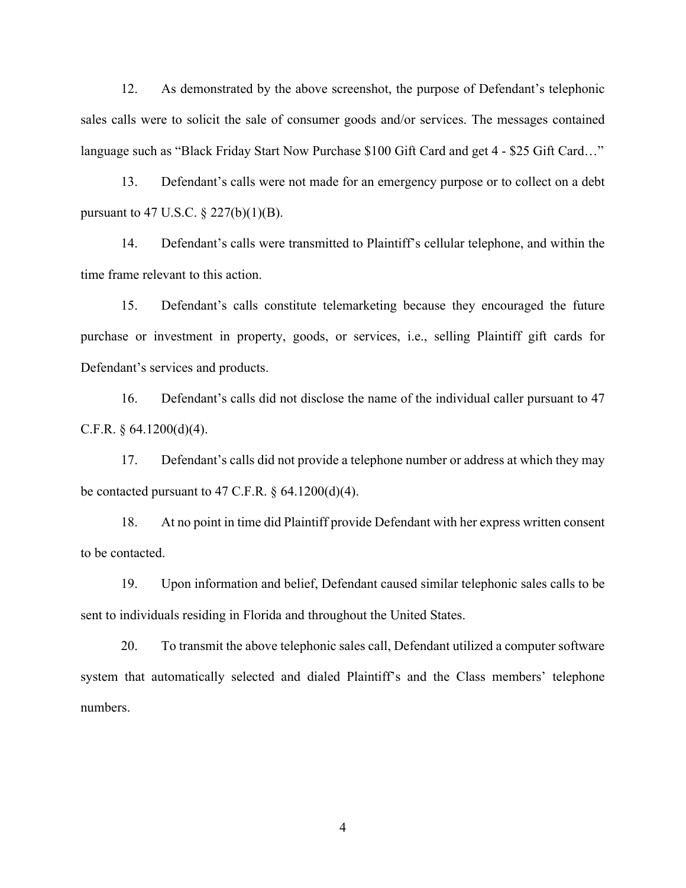12. As demonstrated by the above screenshot, the purpose of Defendant's telephonic sales calls were to solicit the sale of consumer goods and/or services. The messages contained language such as "Black Friday Start Now Purchase $100 Gift Card and get 4 - $25 Gift Card…"

13. Defendant's calls were not made for an emergency purpose or to collect on a debt pursuant to 47 U.S.C. § 227(b)(1)(B).

14. Defendant's calls were transmitted to Plaintiff's cellular telephone, and within the time frame relevant to this action.

15. Defendant's calls constitute telemarketing because they encouraged the future purchase or investment in property, goods, or services, i.e., selling Plaintiff gift cards for Defendant's services and products.

16. Defendant's calls did not disclose the name of the individual caller pursuant to 47 C.F.R. § 64.1200(d)(4).

17. Defendant's calls did not provide a telephone number or address at which they may be contacted pursuant to 47 C.F.R. § 64.1200(d)(4).

18. At no point in time did Plaintiff provide Defendant with her express written consent to be contacted.

19. Upon information and belief, Defendant caused similar telephonic sales calls to be sent to individuals residing in Florida and throughout the United States.

20. To transmit the above telephonic sales call, Defendant utilized a computer software system that automatically selected and dialed Plaintiff's and the Class members' telephone numbers.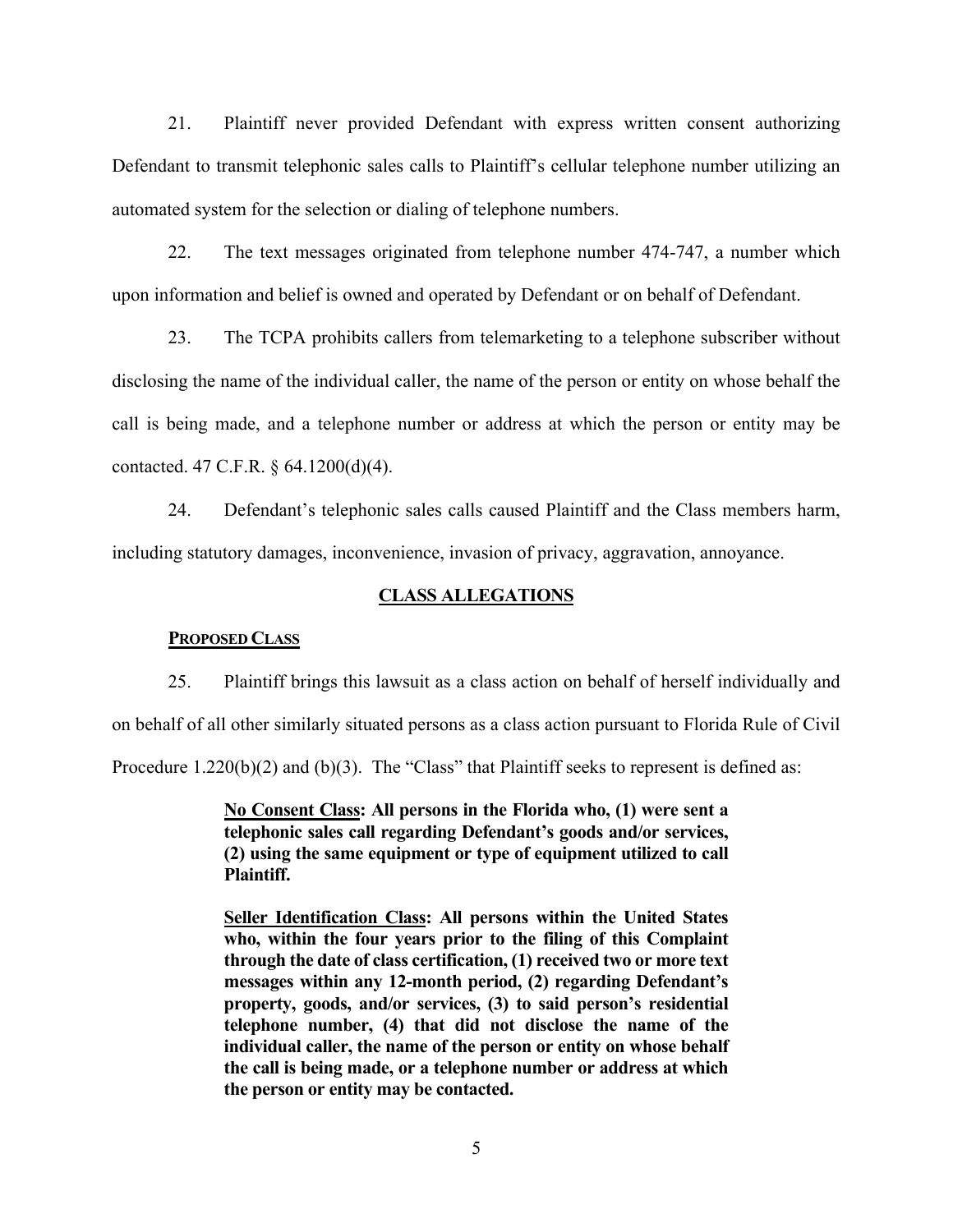21. Plaintiff never provided Defendant with express written consent authorizing Defendant to transmit telephonic sales calls to Plaintiff's cellular telephone number utilizing an automated system for the selection or dialing of telephone numbers.

22. The text messages originated from telephone number 474-747, a number which upon information and belief is owned and operated by Defendant or on behalf of Defendant.

23. The TCPA prohibits callers from telemarketing to a telephone subscriber without disclosing the name of the individual caller, the name of the person or entity on whose behalf the call is being made, and a telephone number or address at which the person or entity may be contacted. 47 C.F.R. § 64.1200(d)(4).

24. Defendant's telephonic sales calls caused Plaintiff and the Class members harm, including statutory damages, inconvenience, invasion of privacy, aggravation, annoyance.

## CLASS ALLEGATIONS

### PROPOSED CLASS

25. Plaintiff brings this lawsuit as a class action on behalf of herself individually and on behalf of all other similarly situated persons as a class action pursuant to Florida Rule of Civil Procedure 1.220(b)(2) and (b)(3). The "Class" that Plaintiff seeks to represent is defined as:

> **No Consent Class: All persons in the Florida who, (1) were sent a telephonic sales call regarding Defendant's goods and/or services, (2) using the same equipment or type of equipment utilized to call Plaintiff.**
>
> **Seller Identification Class: All persons within the United States who, within the four years prior to the filing of this Complaint through the date of class certification, (1) received two or more text messages within any 12-month period, (2) regarding Defendant's property, goods, and/or services, (3) to said person's residential telephone number, (4) that did not disclose the name of the individual caller, the name of the person or entity on whose behalf the call is being made, or a telephone number or address at which the person or entity may be contacted.**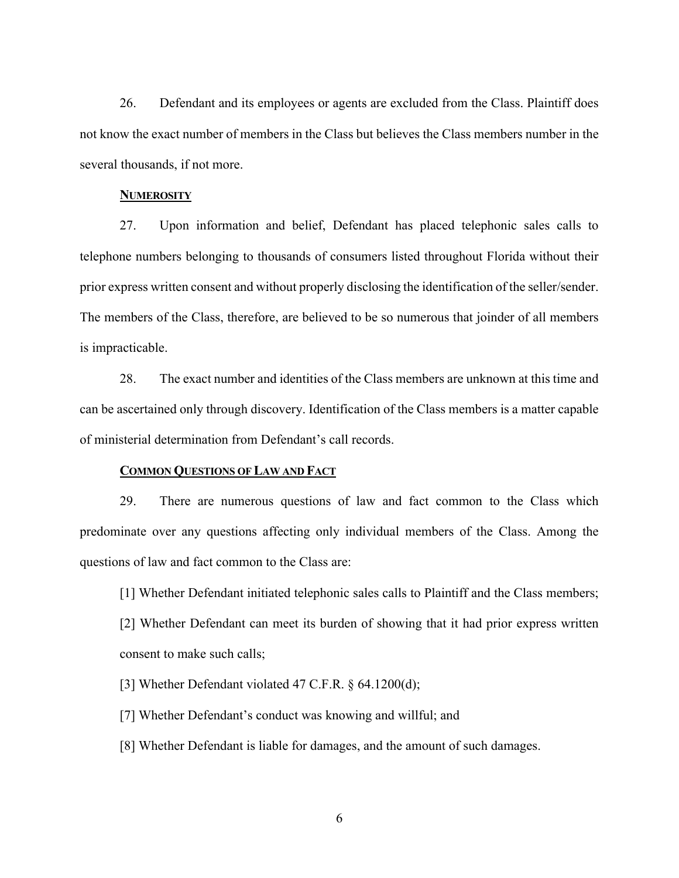26. Defendant and its employees or agents are excluded from the Class. Plaintiff does not know the exact number of members in the Class but believes the Class members number in the several thousands, if not more.

**<u>NUMEROSITY</u>**

27. Upon information and belief, Defendant has placed telephonic sales calls to telephone numbers belonging to thousands of consumers listed throughout Florida without their prior express written consent and without properly disclosing the identification of the seller/sender. The members of the Class, therefore, are believed to be so numerous that joinder of all members is impracticable.

28. The exact number and identities of the Class members are unknown at this time and can be ascertained only through discovery. Identification of the Class members is a matter capable of ministerial determination from Defendant's call records.

**<u>COMMON QUESTIONS OF LAW AND FACT</u>**

29. There are numerous questions of law and fact common to the Class which predominate over any questions affecting only individual members of the Class. Among the questions of law and fact common to the Class are:

[1] Whether Defendant initiated telephonic sales calls to Plaintiff and the Class members;

[2] Whether Defendant can meet its burden of showing that it had prior express written consent to make such calls;

[3] Whether Defendant violated 47 C.F.R. § 64.1200(d);

[7] Whether Defendant's conduct was knowing and willful; and

[8] Whether Defendant is liable for damages, and the amount of such damages.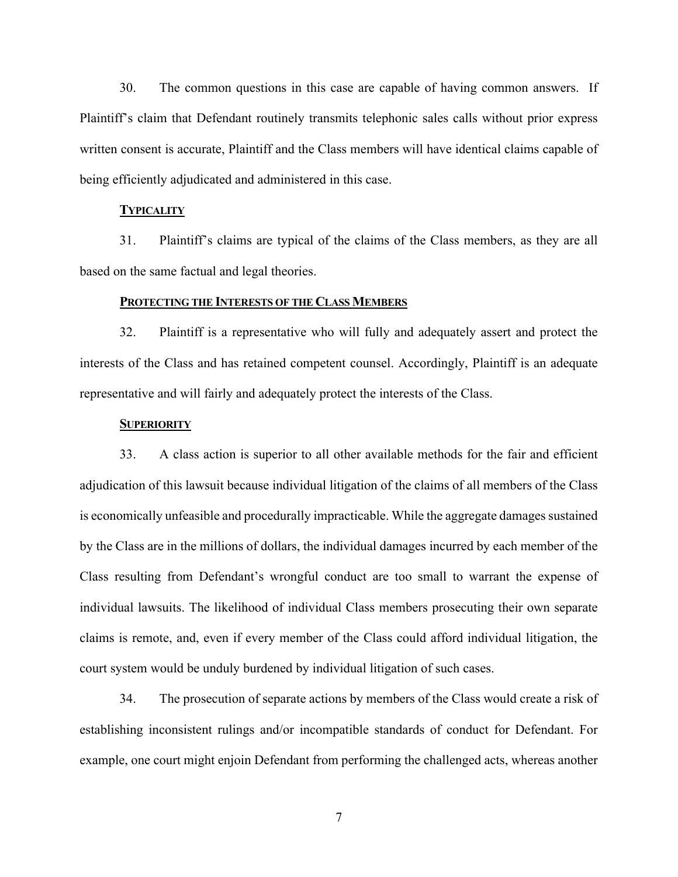30. The common questions in this case are capable of having common answers. If Plaintiff's claim that Defendant routinely transmits telephonic sales calls without prior express written consent is accurate, Plaintiff and the Class members will have identical claims capable of being efficiently adjudicated and administered in this case.

**TYPICALITY**

31. Plaintiff's claims are typical of the claims of the Class members, as they are all based on the same factual and legal theories.

**PROTECTING THE INTERESTS OF THE CLASS MEMBERS**

32. Plaintiff is a representative who will fully and adequately assert and protect the interests of the Class and has retained competent counsel. Accordingly, Plaintiff is an adequate representative and will fairly and adequately protect the interests of the Class.

**SUPERIORITY**

33. A class action is superior to all other available methods for the fair and efficient adjudication of this lawsuit because individual litigation of the claims of all members of the Class is economically unfeasible and procedurally impracticable. While the aggregate damages sustained by the Class are in the millions of dollars, the individual damages incurred by each member of the Class resulting from Defendant's wrongful conduct are too small to warrant the expense of individual lawsuits. The likelihood of individual Class members prosecuting their own separate claims is remote, and, even if every member of the Class could afford individual litigation, the court system would be unduly burdened by individual litigation of such cases.

34. The prosecution of separate actions by members of the Class would create a risk of establishing inconsistent rulings and/or incompatible standards of conduct for Defendant. For example, one court might enjoin Defendant from performing the challenged acts, whereas another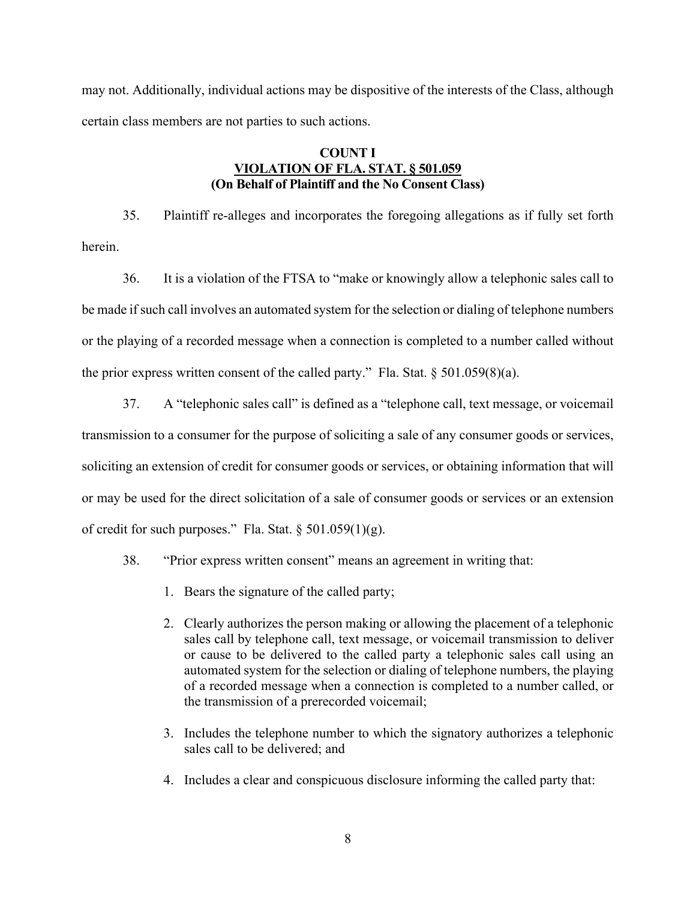may not. Additionally, individual actions may be dispositive of the interests of the Class, although certain class members are not parties to such actions.

**COUNT I**
**VIOLATION OF FLA. STAT. § 501.059**
**(On Behalf of Plaintiff and the No Consent Class)**

35. Plaintiff re-alleges and incorporates the foregoing allegations as if fully set forth herein.

36. It is a violation of the FTSA to "make or knowingly allow a telephonic sales call to be made if such call involves an automated system for the selection or dialing of telephone numbers or the playing of a recorded message when a connection is completed to a number called without the prior express written consent of the called party." Fla. Stat. § 501.059(8)(a).

37. A "telephonic sales call" is defined as a "telephone call, text message, or voicemail transmission to a consumer for the purpose of soliciting a sale of any consumer goods or services, soliciting an extension of credit for consumer goods or services, or obtaining information that will or may be used for the direct solicitation of a sale of consumer goods or services or an extension of credit for such purposes." Fla. Stat. § 501.059(1)(g).

38. "Prior express written consent" means an agreement in writing that:

1. Bears the signature of the called party;
2. Clearly authorizes the person making or allowing the placement of a telephonic sales call by telephone call, text message, or voicemail transmission to deliver or cause to be delivered to the called party a telephonic sales call using an automated system for the selection or dialing of telephone numbers, the playing of a recorded message when a connection is completed to a number called, or the transmission of a prerecorded voicemail;
3. Includes the telephone number to which the signatory authorizes a telephonic sales call to be delivered; and
4. Includes a clear and conspicuous disclosure informing the called party that: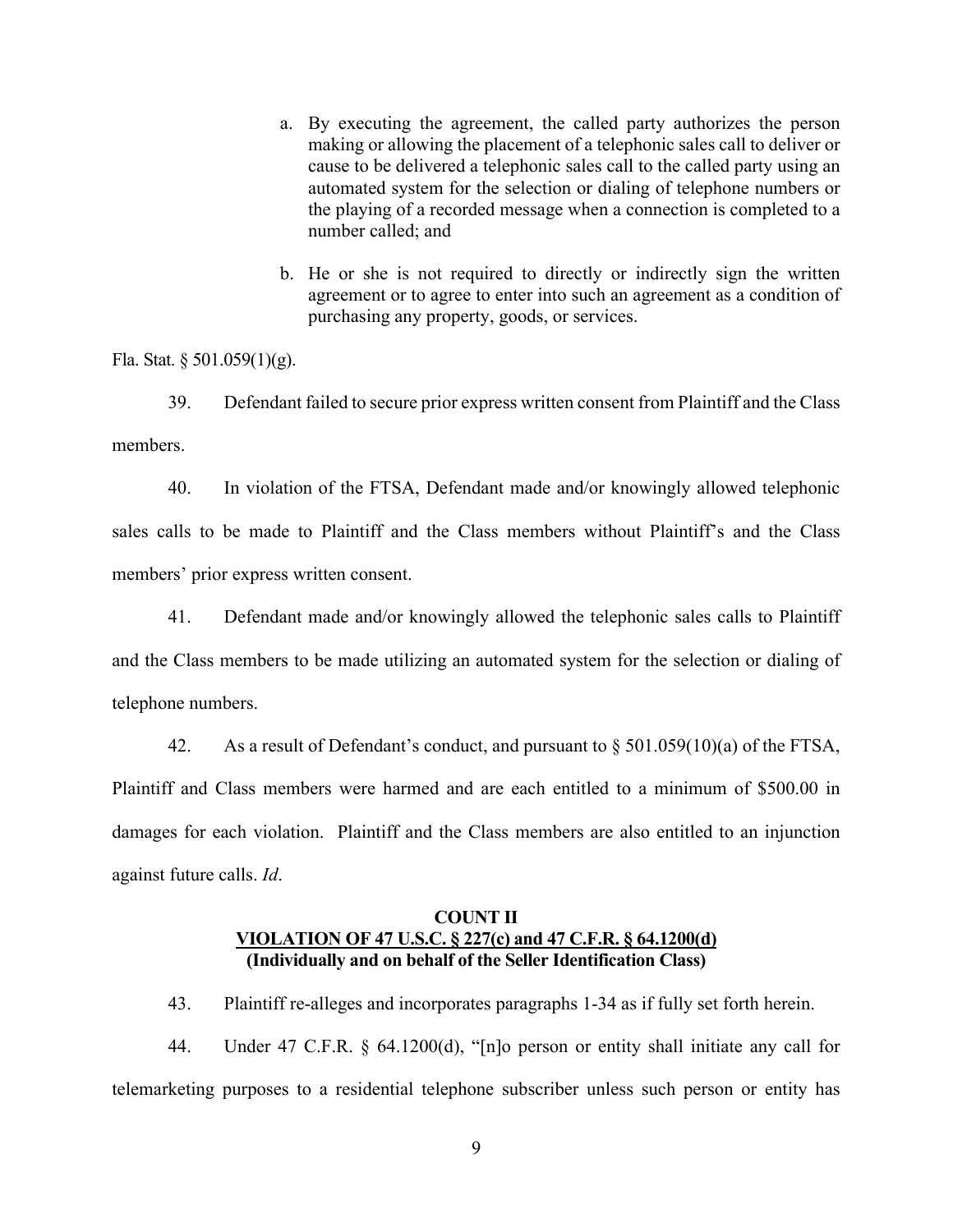a. By executing the agreement, the called party authorizes the person making or allowing the placement of a telephonic sales call to deliver or cause to be delivered a telephonic sales call to the called party using an automated system for the selection or dialing of telephone numbers or the playing of a recorded message when a connection is completed to a number called; and

b. He or she is not required to directly or indirectly sign the written agreement or to agree to enter into such an agreement as a condition of purchasing any property, goods, or services.

Fla. Stat. § 501.059(1)(g).

39. Defendant failed to secure prior express written consent from Plaintiff and the Class members.

40. In violation of the FTSA, Defendant made and/or knowingly allowed telephonic sales calls to be made to Plaintiff and the Class members without Plaintiff's and the Class members' prior express written consent.

41. Defendant made and/or knowingly allowed the telephonic sales calls to Plaintiff and the Class members to be made utilizing an automated system for the selection or dialing of telephone numbers.

42. As a result of Defendant's conduct, and pursuant to § 501.059(10)(a) of the FTSA, Plaintiff and Class members were harmed and are each entitled to a minimum of $500.00 in damages for each violation. Plaintiff and the Class members are also entitled to an injunction against future calls. *Id*.

**COUNT II**
**<u>VIOLATION OF 47 U.S.C. § 227(c) and 47 C.F.R. § 64.1200(d)</u>**
**(Individually and on behalf of the Seller Identification Class)**

43. Plaintiff re-alleges and incorporates paragraphs 1-34 as if fully set forth herein.

44. Under 47 C.F.R. § 64.1200(d), "[n]o person or entity shall initiate any call for telemarketing purposes to a residential telephone subscriber unless such person or entity has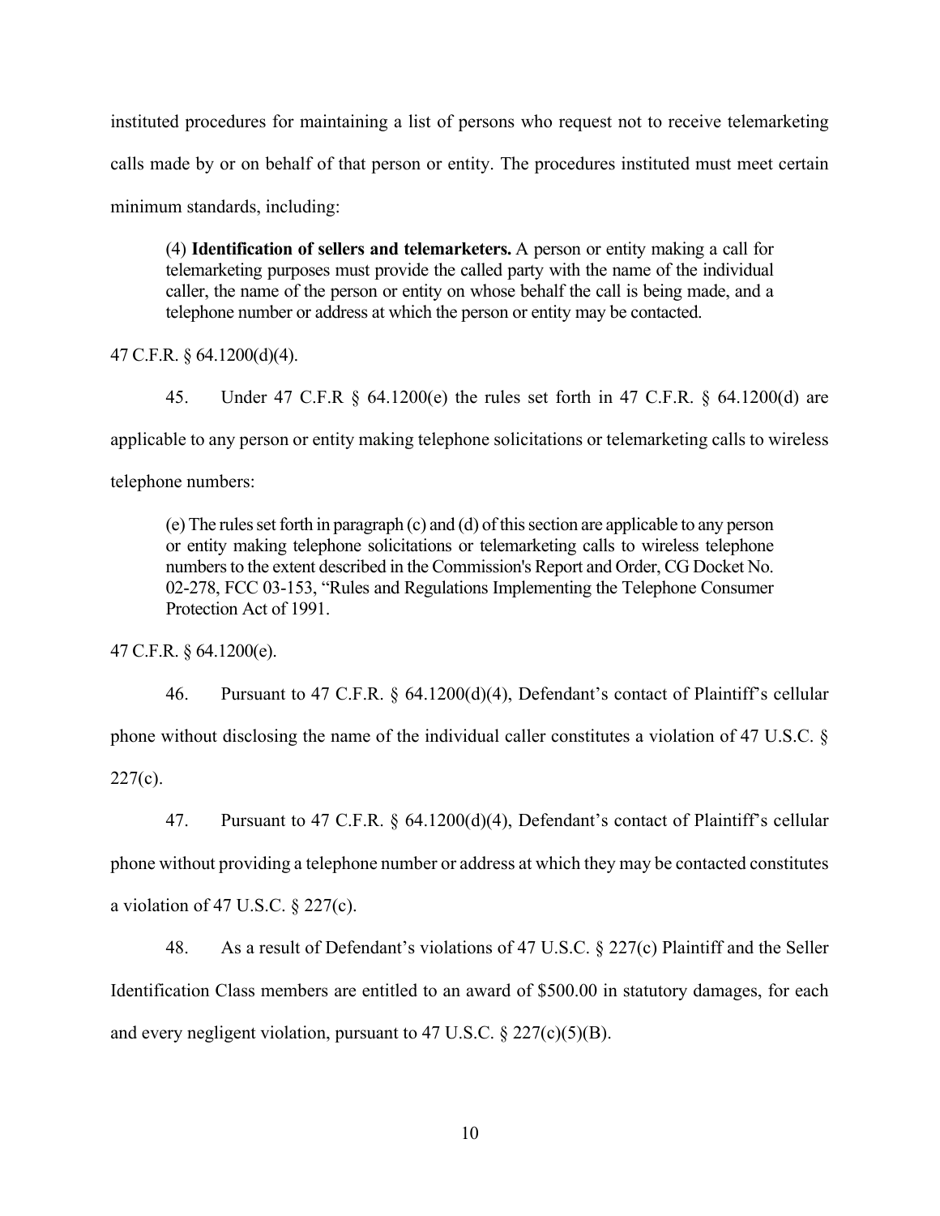instituted procedures for maintaining a list of persons who request not to receive telemarketing calls made by or on behalf of that person or entity. The procedures instituted must meet certain minimum standards, including:

> (4) **Identification of sellers and telemarketers.** A person or entity making a call for telemarketing purposes must provide the called party with the name of the individual caller, the name of the person or entity on whose behalf the call is being made, and a telephone number or address at which the person or entity may be contacted.

47 C.F.R. § 64.1200(d)(4).

45. Under 47 C.F.R § 64.1200(e) the rules set forth in 47 C.F.R. § 64.1200(d) are applicable to any person or entity making telephone solicitations or telemarketing calls to wireless telephone numbers:

> (e) The rules set forth in paragraph (c) and (d) of this section are applicable to any person or entity making telephone solicitations or telemarketing calls to wireless telephone numbers to the extent described in the Commission's Report and Order, CG Docket No. 02-278, FCC 03-153, "Rules and Regulations Implementing the Telephone Consumer Protection Act of 1991.

47 C.F.R. § 64.1200(e).

46. Pursuant to 47 C.F.R. § 64.1200(d)(4), Defendant's contact of Plaintiff's cellular phone without disclosing the name of the individual caller constitutes a violation of 47 U.S.C. § 227(c).

47. Pursuant to 47 C.F.R. § 64.1200(d)(4), Defendant's contact of Plaintiff's cellular phone without providing a telephone number or address at which they may be contacted constitutes a violation of 47 U.S.C. § 227(c).

48. As a result of Defendant's violations of 47 U.S.C. § 227(c) Plaintiff and the Seller Identification Class members are entitled to an award of $500.00 in statutory damages, for each and every negligent violation, pursuant to 47 U.S.C. § 227(c)(5)(B).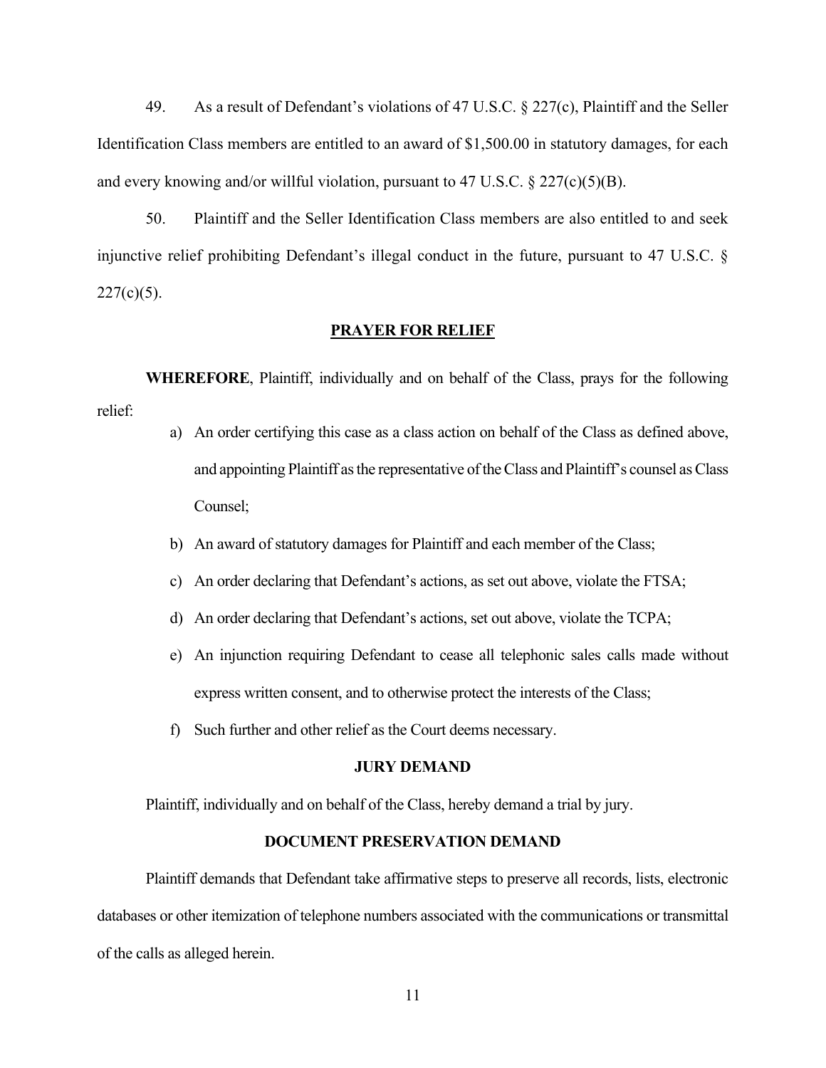49. As a result of Defendant's violations of 47 U.S.C. § 227(c), Plaintiff and the Seller Identification Class members are entitled to an award of $1,500.00 in statutory damages, for each and every knowing and/or willful violation, pursuant to 47 U.S.C. § 227(c)(5)(B).

50. Plaintiff and the Seller Identification Class members are also entitled to and seek injunctive relief prohibiting Defendant's illegal conduct in the future, pursuant to 47 U.S.C. § 227(c)(5).

## PRAYER FOR RELIEF

**WHEREFORE**, Plaintiff, individually and on behalf of the Class, prays for the following relief:

a) An order certifying this case as a class action on behalf of the Class as defined above, and appointing Plaintiff as the representative of the Class and Plaintiff's counsel as Class Counsel;

b) An award of statutory damages for Plaintiff and each member of the Class;

c) An order declaring that Defendant's actions, as set out above, violate the FTSA;

d) An order declaring that Defendant's actions, set out above, violate the TCPA;

e) An injunction requiring Defendant to cease all telephonic sales calls made without express written consent, and to otherwise protect the interests of the Class;

f) Such further and other relief as the Court deems necessary.

## JURY DEMAND

Plaintiff, individually and on behalf of the Class, hereby demand a trial by jury.

## DOCUMENT PRESERVATION DEMAND

Plaintiff demands that Defendant take affirmative steps to preserve all records, lists, electronic databases or other itemization of telephone numbers associated with the communications or transmittal of the calls as alleged herein.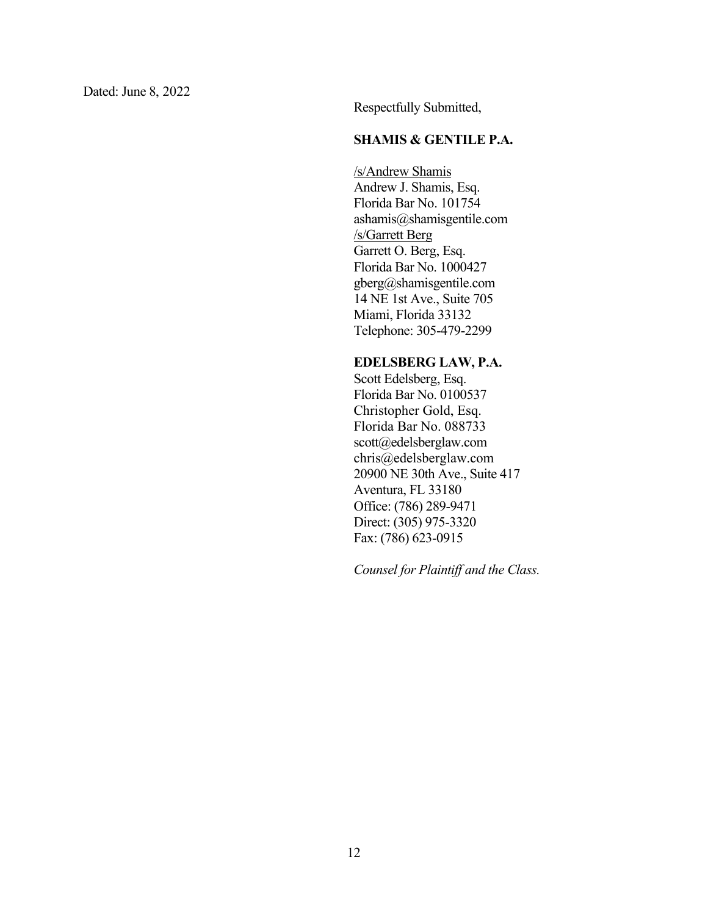Dated: June 8, 2022

Respectfully Submitted,

**SHAMIS & GENTILE P.A.**

/s/Andrew Shamis
Andrew J. Shamis, Esq.
Florida Bar No. 101754
ashamis@shamisgentile.com
/s/Garrett Berg
Garrett O. Berg, Esq.
Florida Bar No. 1000427
gberg@shamisgentile.com
14 NE 1st Ave., Suite 705
Miami, Florida 33132
Telephone: 305-479-2299

**EDELSBERG LAW, P.A.**
Scott Edelsberg, Esq.
Florida Bar No. 0100537
Christopher Gold, Esq.
Florida Bar No. 088733
scott@edelsberglaw.com
chris@edelsberglaw.com
20900 NE 30th Ave., Suite 417
Aventura, FL 33180
Office: (786) 289-9471
Direct: (305) 975-3320
Fax: (786) 623-0915

*Counsel for Plaintiff and the Class.*